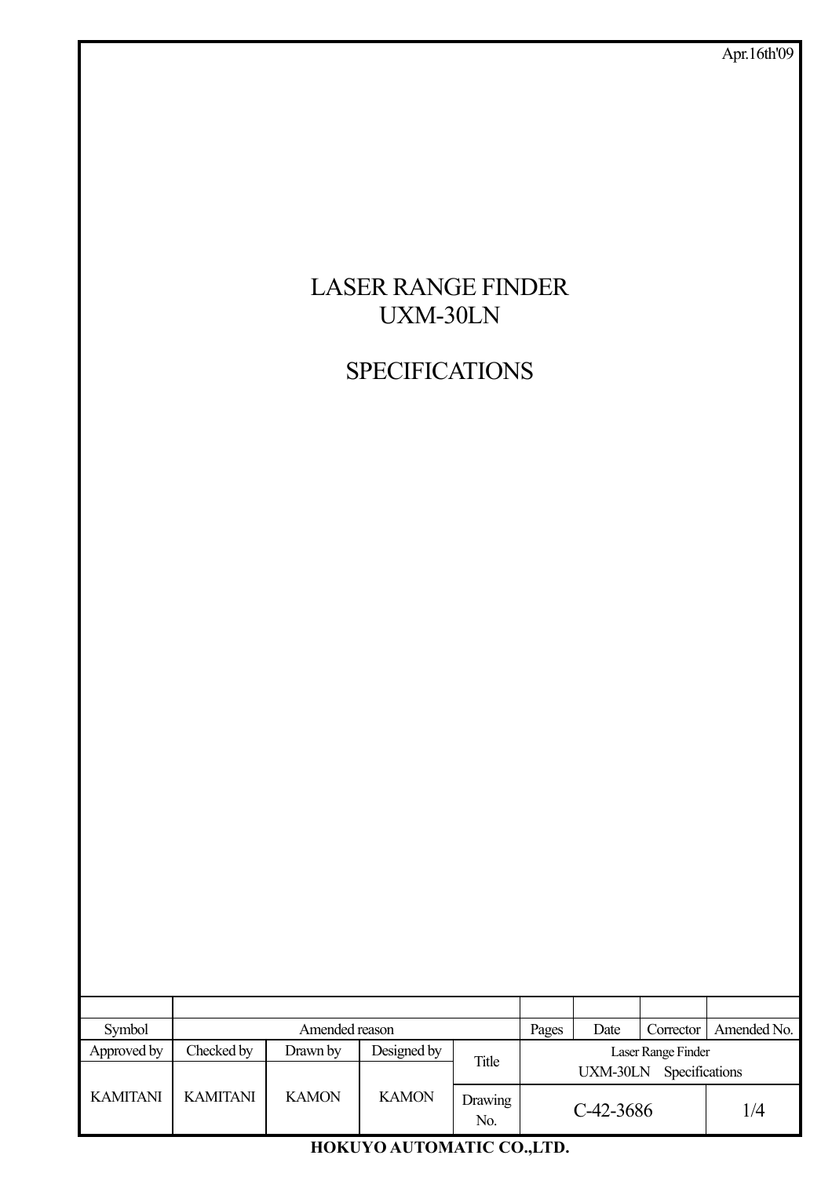Apr.16th'09

# LASER RANGE FINDER
# UXM-30LN

# SPECIFICATIONS

| Symbol | Amended reason | | | | Pages | Date | Corrector | Amended No. |
|---|---|---|---|---|---|---|---|---|
| | | | | | | | | |
| Approved by | Checked by | Drawn by | Designed by | Title | Laser Range Finder UXM-30LN Specifications | | | |
| KAMITANI | KAMITANI | KAMON | KAMON | Drawing No. | C-42-3686 | | | 1/4 |

**HOKUYO AUTOMATIC CO.,LTD.**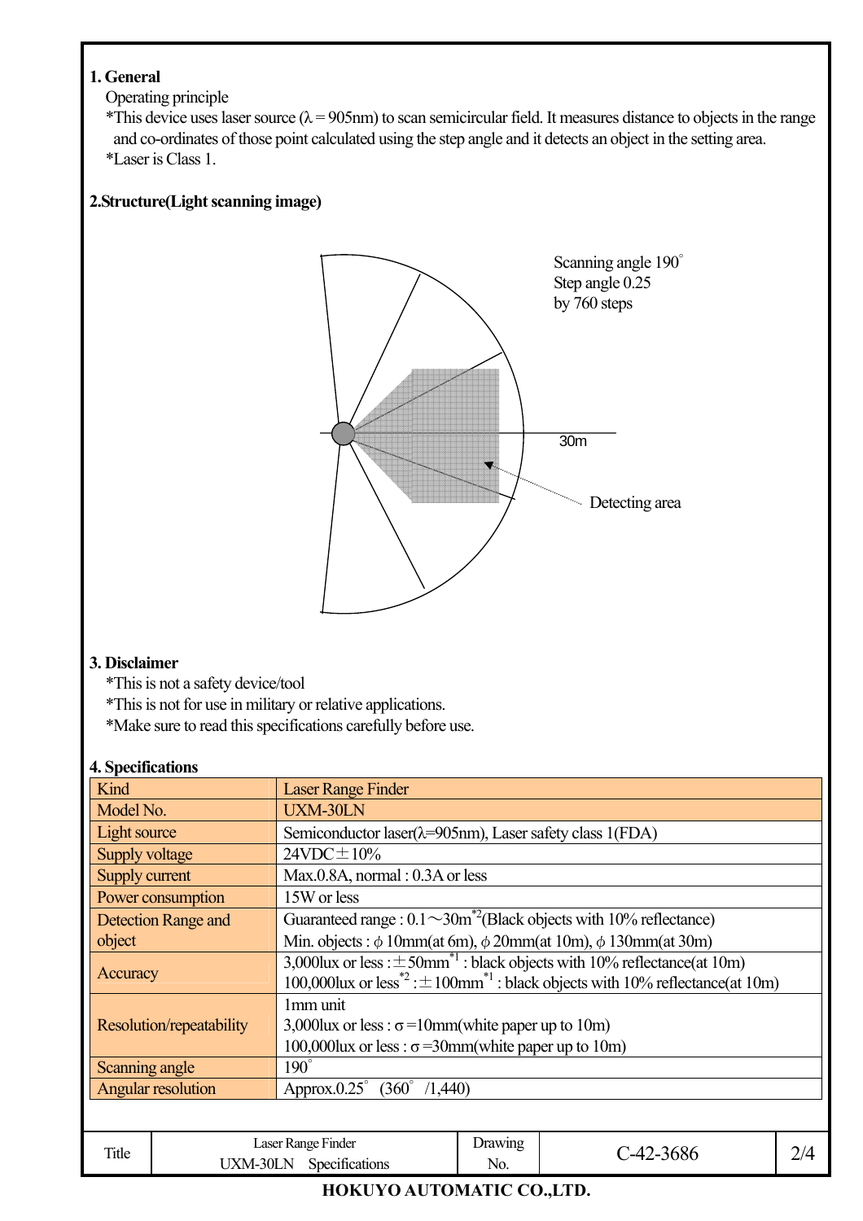**1. General**

Operating principle

*This device uses laser source (λ = 905nm) to scan semicircular field. It measures distance to objects in the range and co-ordinates of those point calculated using the step angle and it detects an object in the setting area.

*Laser is Class 1.

**2.Structure(Light scanning image)**

Scanning angle 190°
Step angle 0.25
by 760 steps

30m

Detecting area

**3. Disclaimer**

*This is not a safety device/tool

*This is not for use in military or relative applications.

*Make sure to read this specifications carefully before use.

**4. Specifications**

| Kind | Laser Range Finder |
|---|---|
| Model No. | UXM-30LN |
| Light source | Semiconductor laser(λ=905nm), Laser safety class 1(FDA) |
| Supply voltage | 24VDC±10% |
| Supply current | Max.0.8A, normal : 0.3A or less |
| Power consumption | 15W or less |
| Detection Range and object | Guaranteed range : 0.1～30m[*2](Black objects with 10% reflectance)<br>Min. objects : ϕ 10mm(at 6m), ϕ 20mm(at 10m), ϕ 130mm(at 30m) |
| Accuracy | 3,000lux or less : ±50mm[*1] : black objects with 10% reflectance(at 10m)<br>100,000lux or less[*2] : ±100mm[*1] : black objects with 10% reflectance(at 10m) |
| Resolution/repeatability | 1mm unit<br>3,000lux or less : σ =10mm(white paper up to 10m)<br>100,000lux or less : σ =30mm(white paper up to 10m) |
| Scanning angle | 190° |
| Angular resolution | Approx.0.25° (360° /1,440) |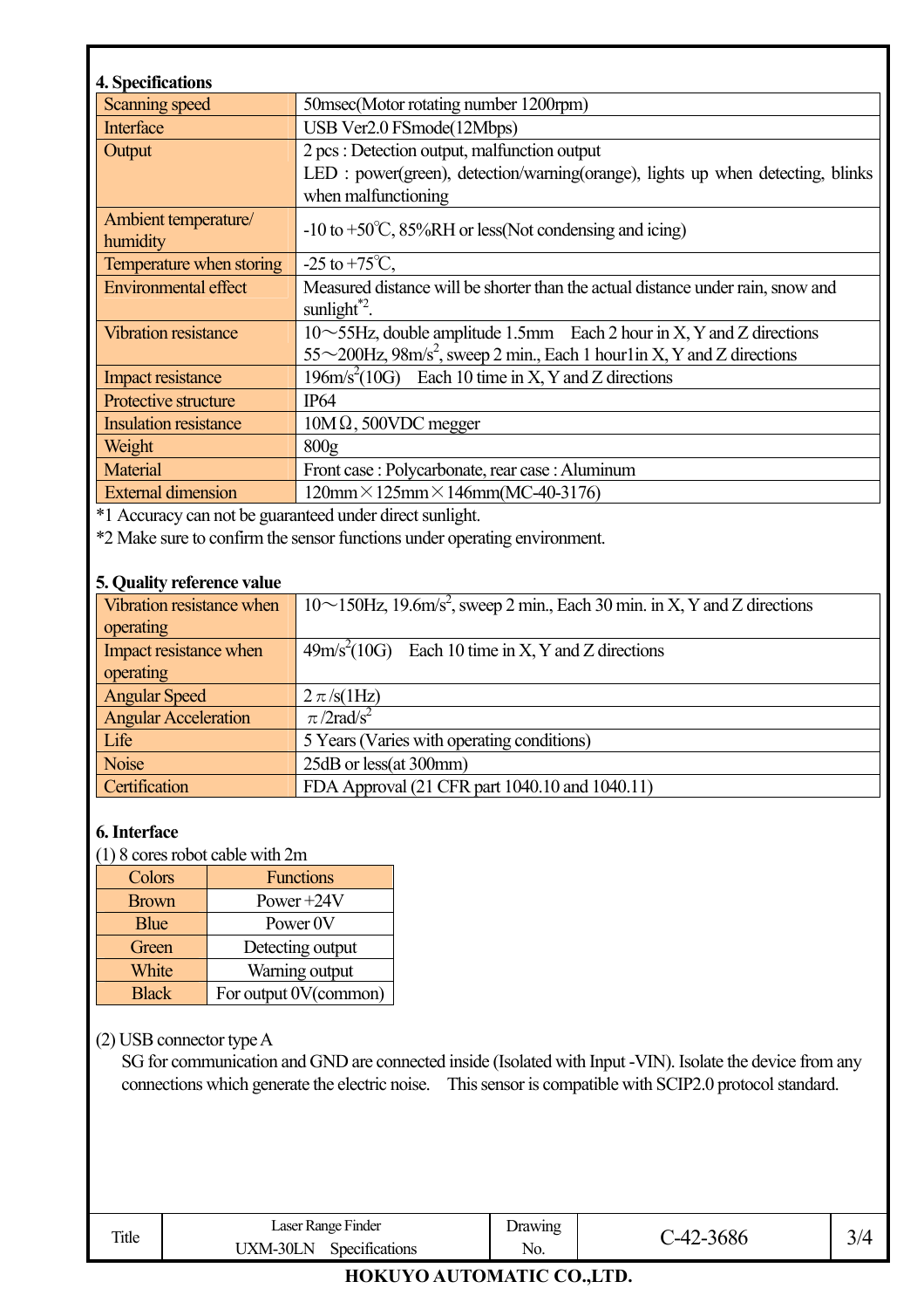## 4. Specifications

| | |
|---|---|
| Scanning speed | 50msec(Motor rotating number 1200rpm) |
| Interface | USB Ver2.0 FSmode(12Mbps) |
| Output | 2 pcs : Detection output, malfunction output<br>LED : power(green), detection/warning(orange), lights up when detecting, blinks when malfunctioning |
| Ambient temperature/ humidity | -10 to +50℃, 85%RH or less(Not condensing and icing) |
| Temperature when storing | -25 to +75℃, |
| Environmental effect | Measured distance will be shorter than the actual distance under rain, snow and sunlight[*2]. |
| Vibration resistance | 10～55Hz, double amplitude 1.5mm Each 2 hour in X, Y and Z directions<br>55～200Hz, 98m/s$^2$, sweep 2 min., Each 1 hour1in X, Y and Z directions |
| Impact resistance | 196m/s$^2$(10G) Each 10 time in X, Y and Z directions |
| Protective structure | IP64 |
| Insulation resistance | 10MΩ, 500VDC megger |
| Weight | 800g |
| Material | Front case : Polycarbonate, rear case : Aluminum |
| External dimension | 120mm×125mm×146mm(MC-40-3176) |

*1 Accuracy can not be guaranteed under direct sunlight.
*2 Make sure to confirm the sensor functions under operating environment.

## 5. Quality reference value

| | |
|---|---|
| Vibration resistance when operating | 10～150Hz, 19.6m/s$^2$, sweep 2 min., Each 30 min. in X, Y and Z directions |
| Impact resistance when operating | 49m/s$^2$(10G) Each 10 time in X, Y and Z directions |
| Angular Speed | $2\pi$/s(1Hz) |
| Angular Acceleration | $\pi$/2rad/s$^2$ |
| Life | 5 Years (Varies with operating conditions) |
| Noise | 25dB or less(at 300mm) |
| Certification | FDA Approval (21 CFR part 1040.10 and 1040.11) |

## 6. Interface

(1) 8 cores robot cable with 2m

| Colors | Functions |
|---|---|
| Brown | Power +24V |
| Blue | Power 0V |
| Green | Detecting output |
| White | Warning output |
| Black | For output 0V(common) |

(2) USB connector type A

SG for communication and GND are connected inside (Isolated with Input -VIN). Isolate the device from any connections which generate the electric noise. This sensor is compatible with SCIP2.0 protocol standard.

| Title | Laser Range Finder<br>UXM-30LN Specifications | Drawing No. | C-42-3686 | 3/4 |
|---|---|---|---|---|

HOKUYO AUTOMATIC CO.,LTD.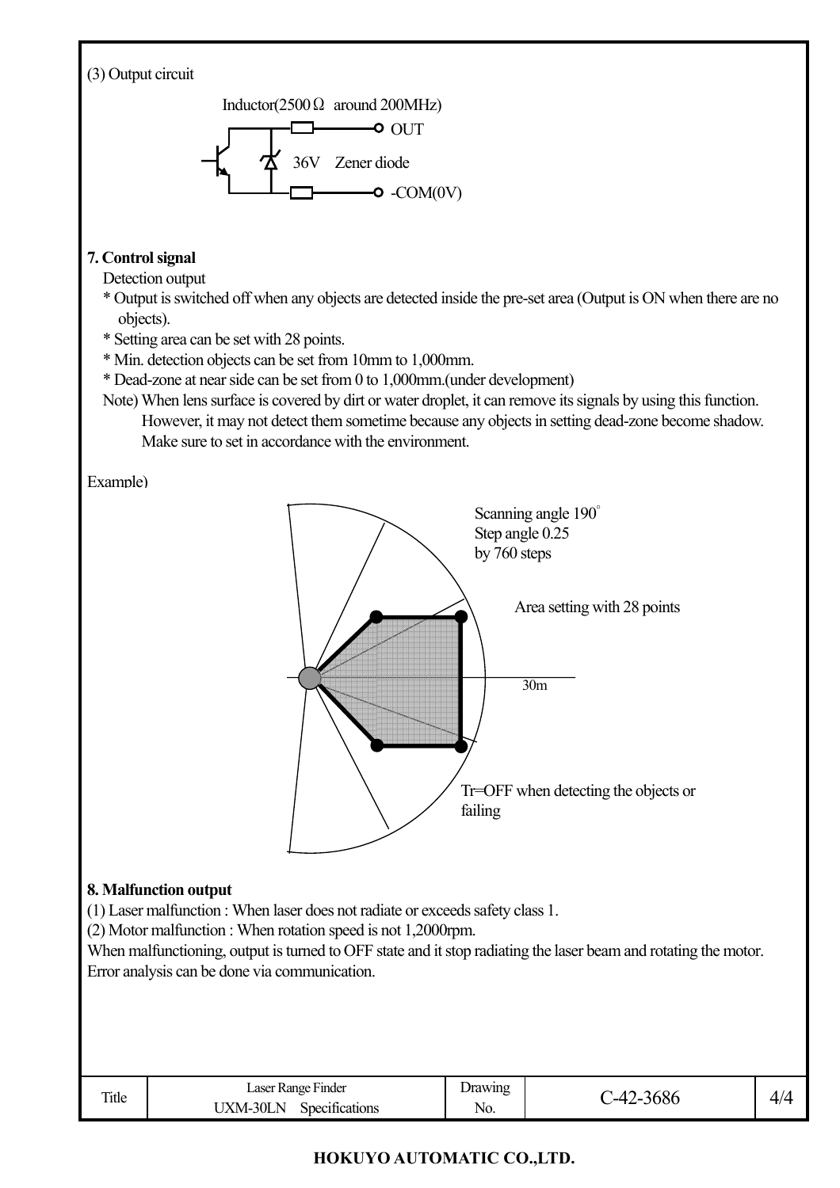(3) Output circuit

Inductor(2500 Ω around 200MHz)

OUT

36V Zener diode

-COM(0V)

**7. Control signal**

Detection output

\* Output is switched off when any objects are detected inside the pre-set area (Output is ON when there are no objects).

\* Setting area can be set with 28 points.

\* Min. detection objects can be set from 10mm to 1,000mm.

\* Dead-zone at near side can be set from 0 to 1,000mm.(under development)

Note) When lens surface is covered by dirt or water droplet, it can remove its signals by using this function. However, it may not detect them sometime because any objects in setting dead-zone become shadow. Make sure to set in accordance with the environment.

Example)

Scanning angle 190°
Step angle 0.25
by 760 steps

Area setting with 28 points

30m

Tr=OFF when detecting the objects or failing

**8. Malfunction output**

(1) Laser malfunction : When laser does not radiate or exceeds safety class 1.

(2) Motor malfunction : When rotation speed is not 1,2000rpm.

When malfunctioning, output is turned to OFF state and it stop radiating the laser beam and rotating the motor. Error analysis can be done via communication.